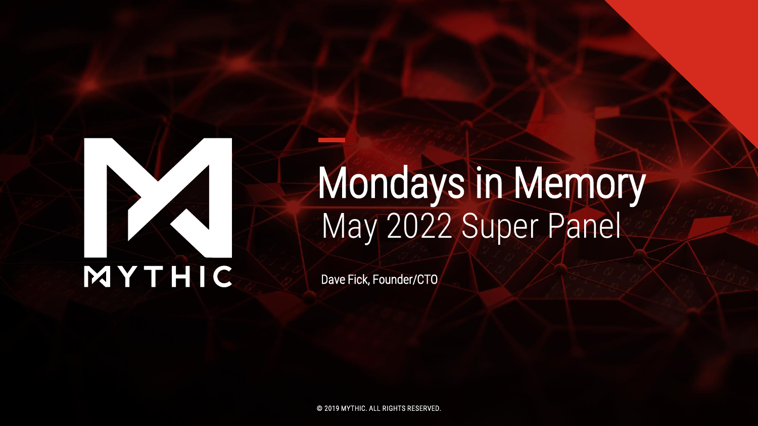MYTHIC

# Mondays in Memory

## May 2022 Super Panel

Dave Fick, Founder/CTO

© 2019 MYTHIC. ALL RIGHTS RESERVED.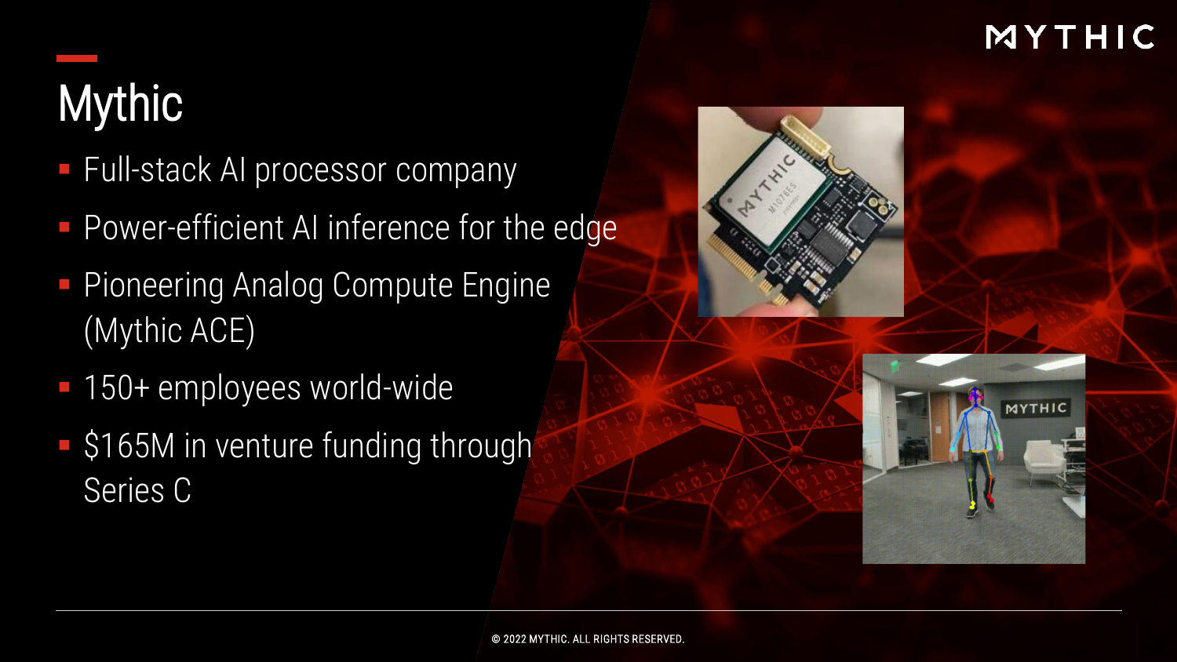# Mythic

- Full-stack AI processor company
- Power-efficient AI inference for the edge
- Pioneering Analog Compute Engine (Mythic ACE)
- 150+ employees world-wide
- $165M in venture funding through Series C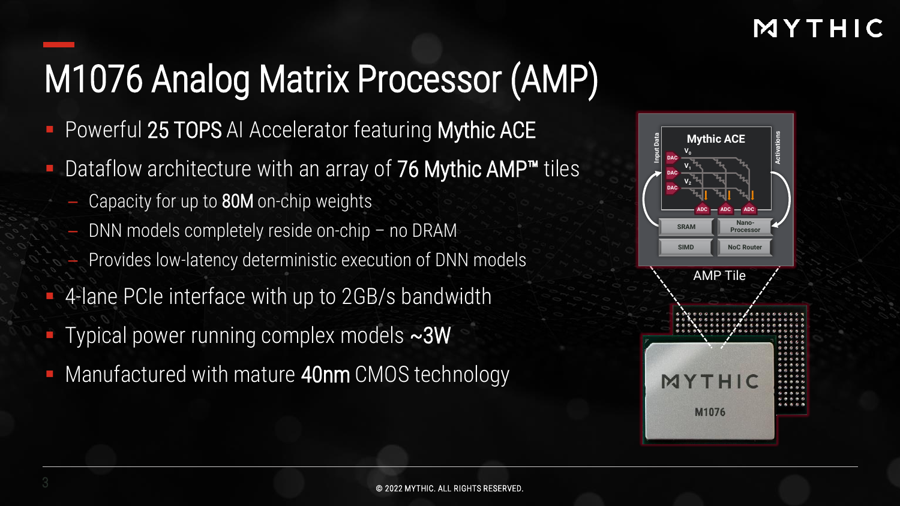# M1076 Analog Matrix Processor (AMP)

- Powerful **25 TOPS** AI Accelerator featuring **Mythic ACE**
- Dataflow architecture with an array of **76 Mythic AMP™** tiles
  - Capacity for up to **80M** on-chip weights
  - DNN models completely reside on-chip – no DRAM
  - Provides low-latency deterministic execution of DNN models
- 4-lane PCIe interface with up to 2GB/s bandwidth
- Typical power running complex models **~3W**
- Manufactured with mature **40nm** CMOS technology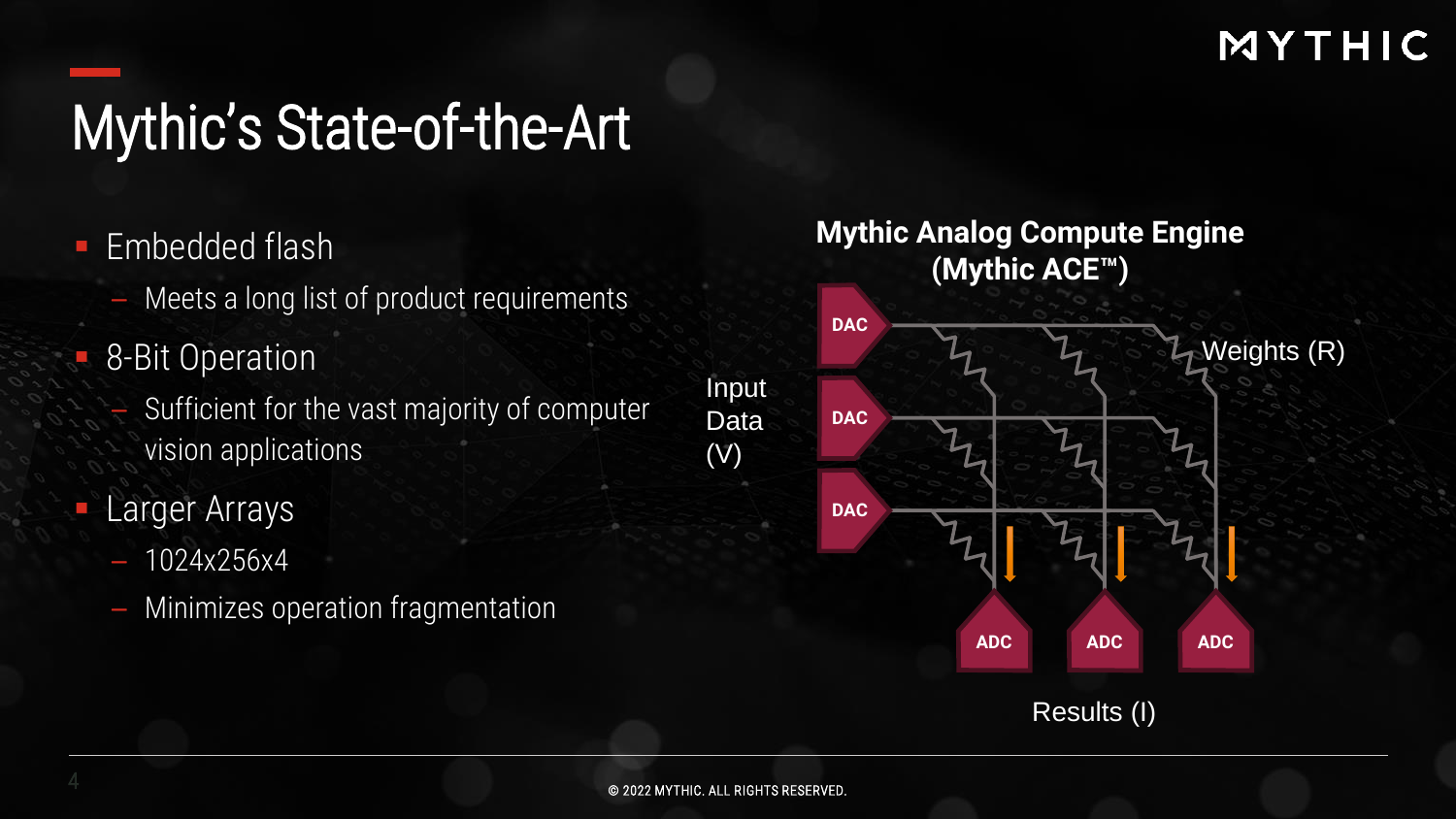# Mythic's State-of-the-Art

- Embedded flash
  - Meets a long list of product requirements
- 8-Bit Operation
  - Sufficient for the vast majority of computer vision applications
- Larger Arrays
  - 1024x256x4
  - Minimizes operation fragmentation

**Mythic Analog Compute Engine (Mythic ACE™)**

Input Data (V)

DAC

DAC

DAC

Weights (R)

ADC ADC ADC

Results (I)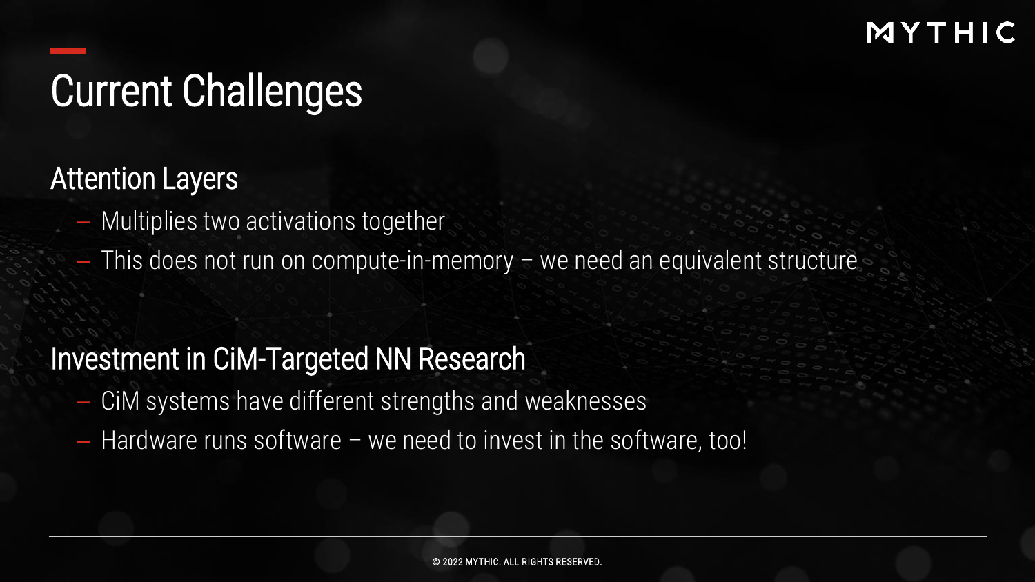# Current Challenges

## Attention Layers

- Multiplies two activations together
- This does not run on compute-in-memory – we need an equivalent structure

## Investment in CiM-Targeted NN Research

- CiM systems have different strengths and weaknesses
- Hardware runs software – we need to invest in the software, too!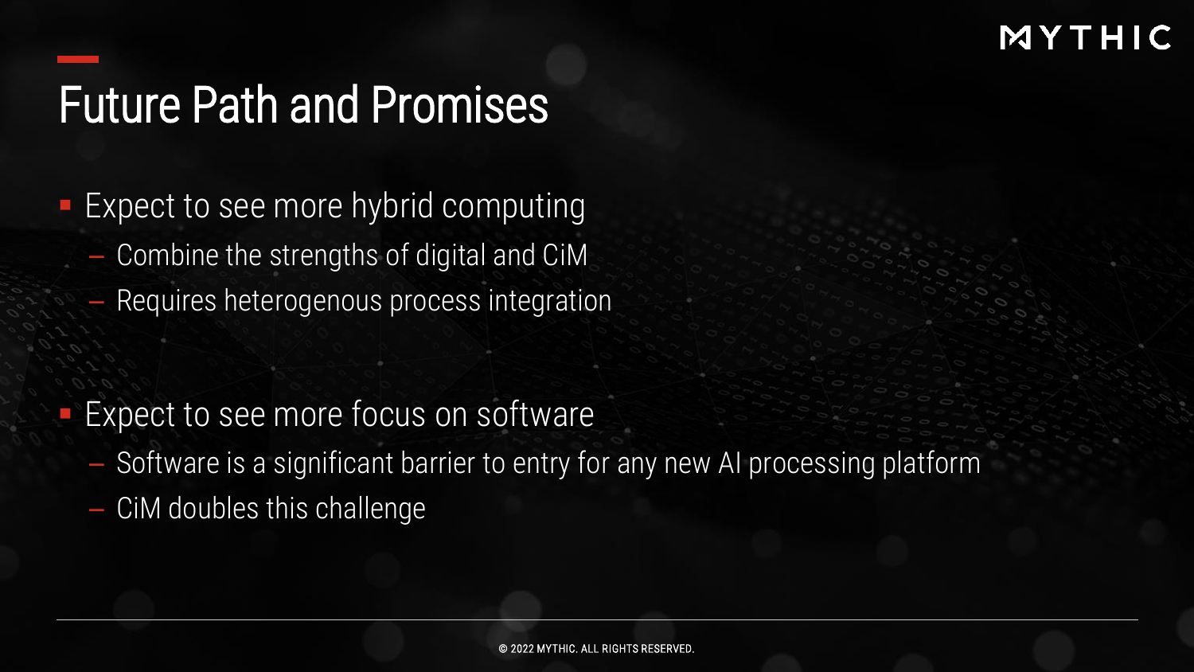# Future Path and Promises

- Expect to see more hybrid computing
  - Combine the strengths of digital and CiM
  - Requires heterogenous process integration

- Expect to see more focus on software
  - Software is a significant barrier to entry for any new AI processing platform
  - CiM doubles this challenge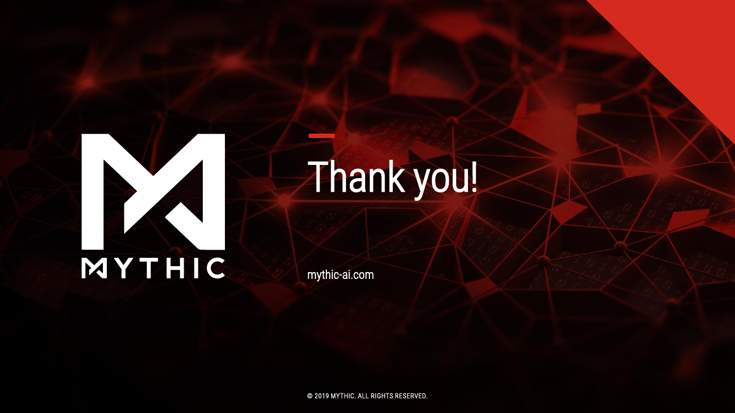MYTHIC

# Thank you!

mythic-ai.com

© 2019 MYTHIC. ALL RIGHTS RESERVED.